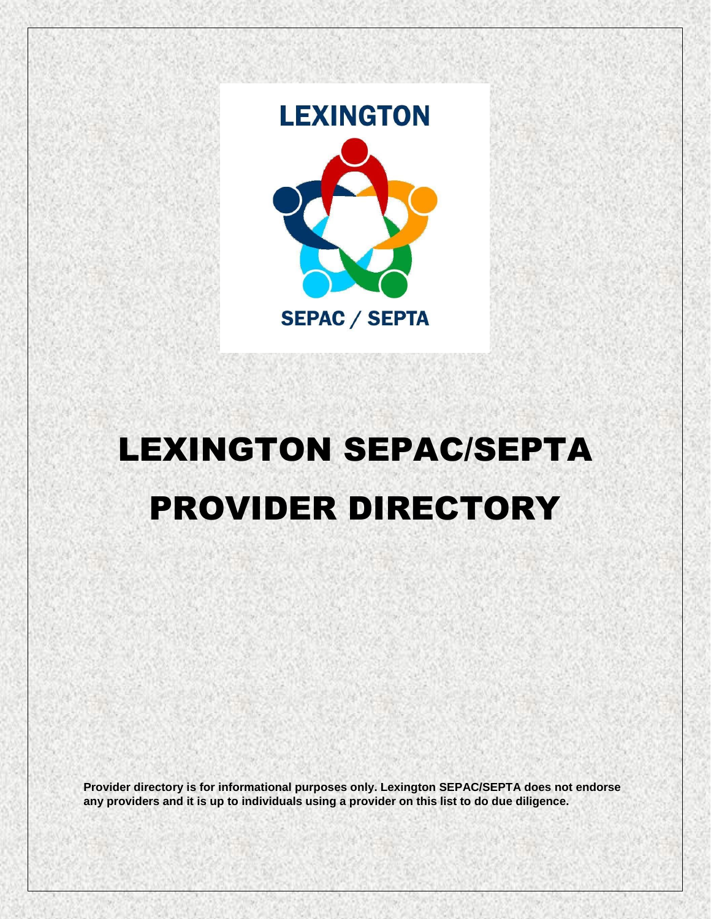LEXINGTON

SEPAC / SEPTA

# LEXINGTON SEPAC/SEPTA PROVIDER DIRECTORY

**Provider directory is for informational purposes only. Lexington SEPAC/SEPTA does not endorse any providers and it is up to individuals using a provider on this list to do due diligence.**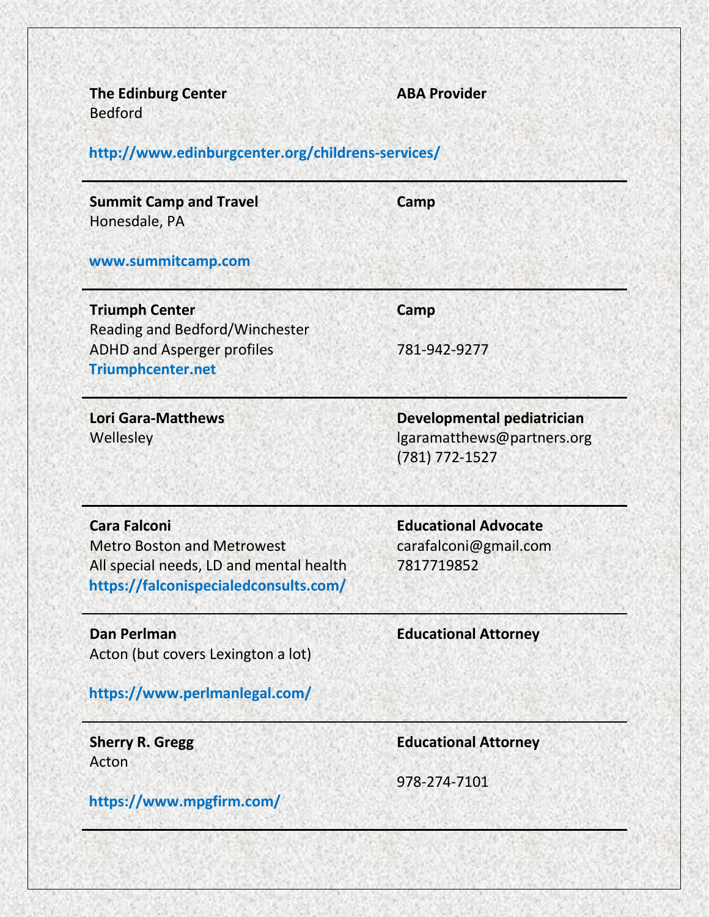**The Edinburg Center**
Bedford

**ABA Provider**

**http://www.edinburgcenter.org/childrens-services/**

---

**Summit Camp and Travel**
Honesdale, PA

**Camp**

**www.summitcamp.com**

---

**Triumph Center**
Reading and Bedford/Winchester
ADHD and Asperger profiles
**Triumphcenter.net**

**Camp**

781-942-9277

---

**Lori Gara-Matthews**
Wellesley

**Developmental pediatrician**
lgaramatthews@partners.org
(781) 772-1527

---

**Cara Falconi**
Metro Boston and Metrowest
All special needs, LD and mental health
**https://falconispecialedconsults.com/**

**Educational Advocate**
carafalconi@gmail.com
7817719852

---

**Dan Perlman**
Acton (but covers Lexington a lot)

**Educational Attorney**

**https://www.perlmanlegal.com/**

---

**Sherry R. Gregg**
Acton

**Educational Attorney**

978-274-7101

**https://www.mpgfirm.com/**

---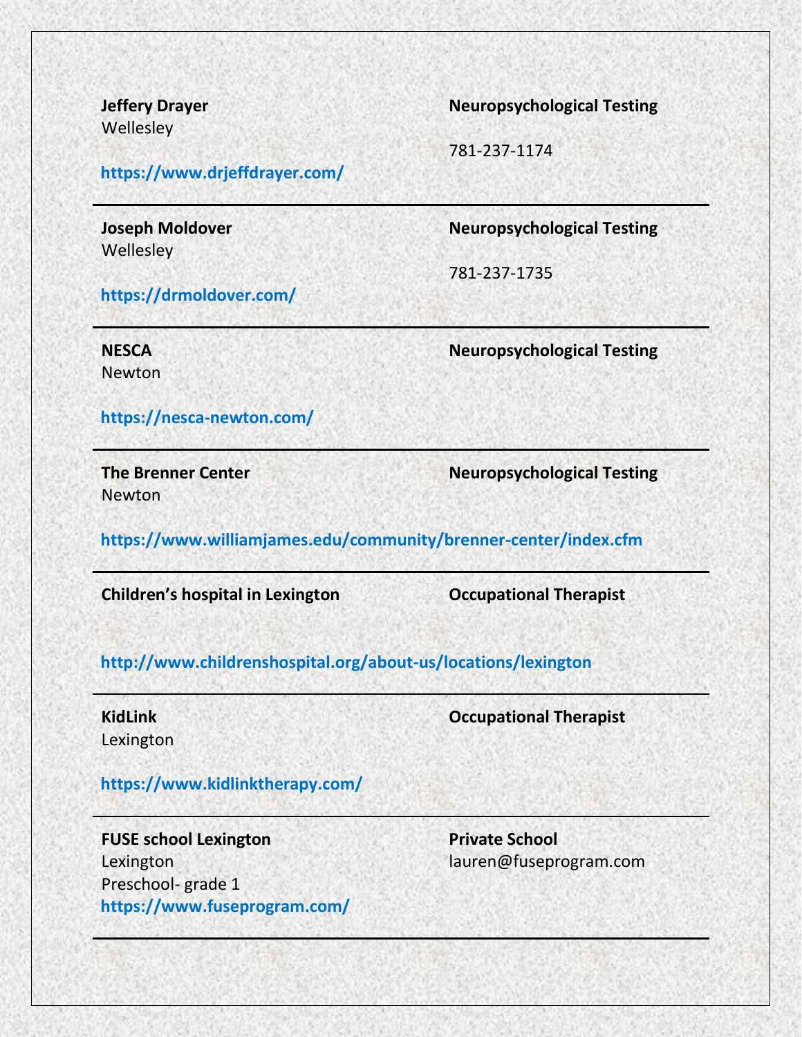**Jeffery Drayer**
Wellesley

**https://www.drjeffdrayer.com/**

**Neuropsychological Testing**

781-237-1174

---

**Joseph Moldover**
Wellesley

**https://drmoldover.com/**

**Neuropsychological Testing**

781-237-1735

---

**NESCA**
Newton

**https://nesca-newton.com/**

**Neuropsychological Testing**

---

**The Brenner Center**
Newton

**https://www.williamjames.edu/community/brenner-center/index.cfm**

**Neuropsychological Testing**

---

**Children's hospital in Lexington**

**Occupational Therapist**

**http://www.childrenshospital.org/about-us/locations/lexington**

---

**KidLink**
Lexington

**https://www.kidlinktherapy.com/**

**Occupational Therapist**

---

**FUSE school Lexington**
Lexington
Preschool- grade 1
**https://www.fuseprogram.com/**

**Private School**
lauren@fuseprogram.com

---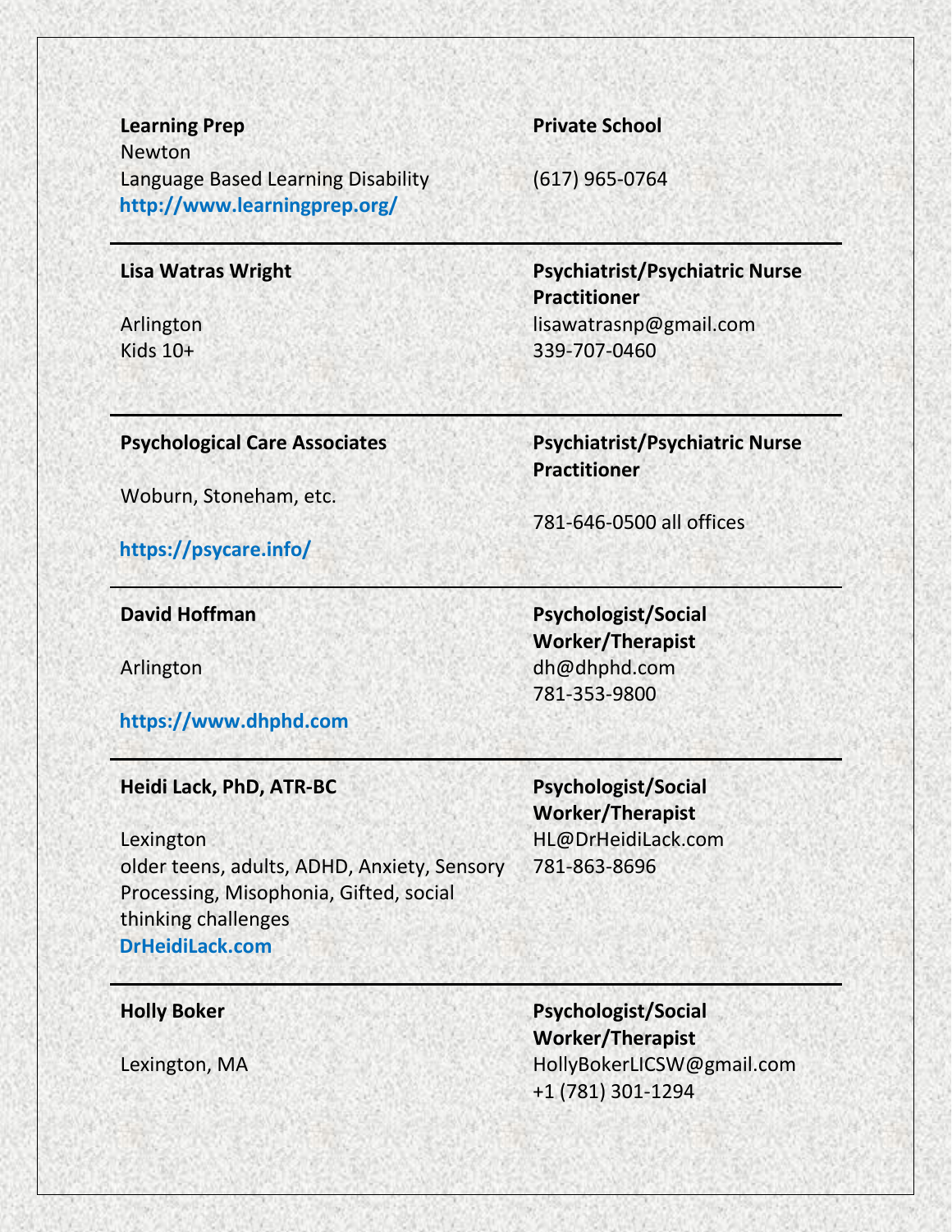**Learning Prep**
Newton
Language Based Learning Disability
**http://www.learningprep.org/**

**Private School**

(617) 965-0764

---

**Lisa Watras Wright**

Arlington
Kids 10+

**Psychiatrist/Psychiatric Nurse Practitioner**
lisawatrasnp@gmail.com
339-707-0460

---

**Psychological Care Associates**

Woburn, Stoneham, etc.

**https://psycare.info/**

**Psychiatrist/Psychiatric Nurse Practitioner**

781-646-0500 all offices

---

**David Hoffman**

Arlington

**https://www.dhphd.com**

**Psychologist/Social Worker/Therapist**
dh@dhphd.com
781-353-9800

---

**Heidi Lack, PhD, ATR-BC**

Lexington
older teens, adults, ADHD, Anxiety, Sensory Processing, Misophonia, Gifted, social thinking challenges
**DrHeidiLack.com**

**Psychologist/Social Worker/Therapist**
HL@DrHeidiLack.com
781-863-8696

---

**Holly Boker**

Lexington, MA

**Psychologist/Social Worker/Therapist**
HollyBokerLICSW@gmail.com
+1 (781) 301-1294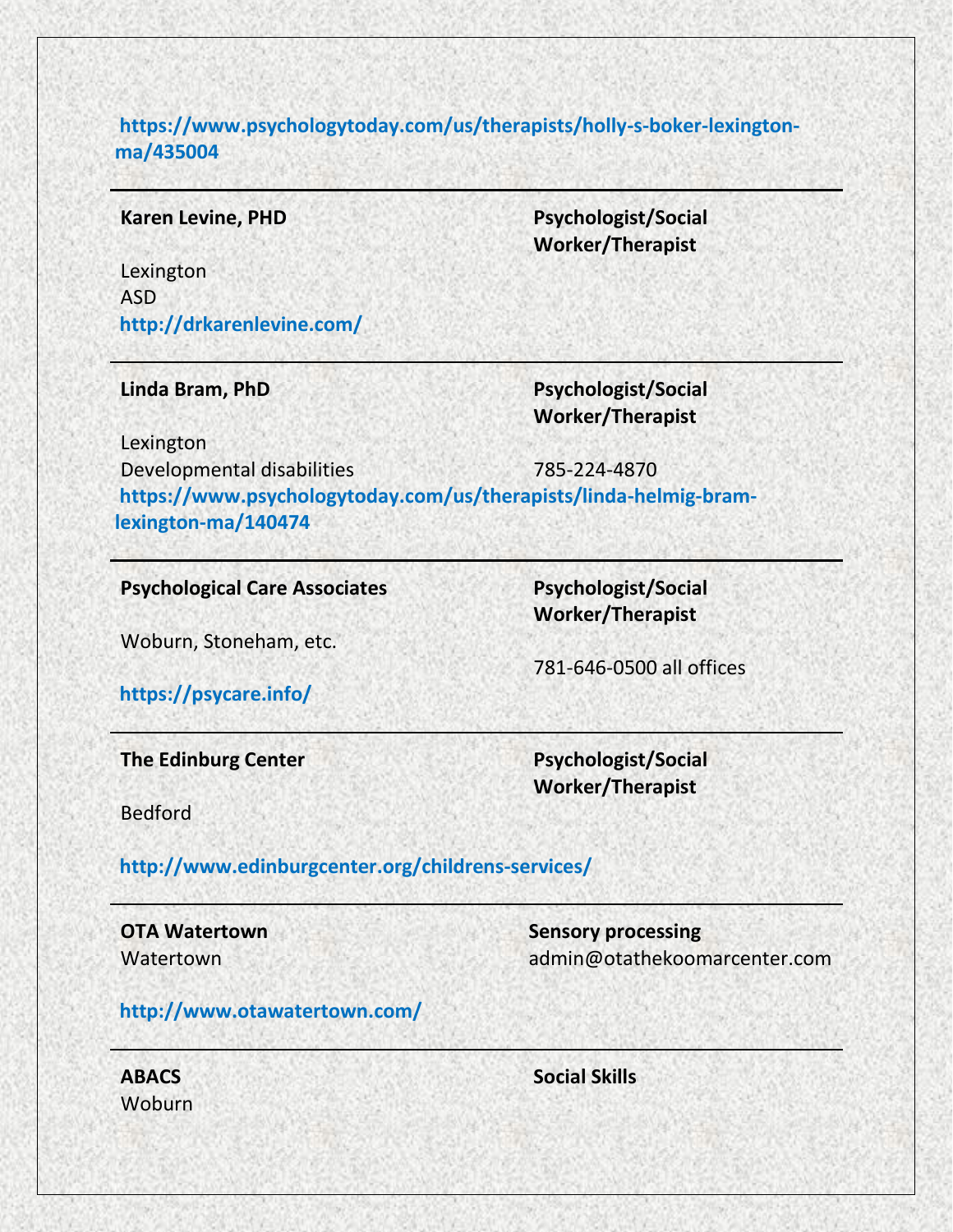**https://www.psychologytoday.com/us/therapists/holly-s-boker-lexington-ma/435004**

---

**Karen Levine, PHD**

**Psychologist/Social Worker/Therapist**

Lexington
ASD
**http://drkarenlevine.com/**

---

**Linda Bram, PhD**

**Psychologist/Social Worker/Therapist**

Lexington
Developmental disabilities

785-224-4870

**https://www.psychologytoday.com/us/therapists/linda-helmig-bram-lexington-ma/140474**

---

**Psychological Care Associates**

**Psychologist/Social Worker/Therapist**

Woburn, Stoneham, etc.

781-646-0500 all offices

**https://psycare.info/**

---

**The Edinburg Center**

**Psychologist/Social Worker/Therapist**

Bedford

**http://www.edinburgcenter.org/childrens-services/**

---

**OTA Watertown**

**Sensory processing**

Watertown

admin@otathekoomarcenter.com

**http://www.otawatertown.com/**

---

**ABACS**

**Social Skills**

Woburn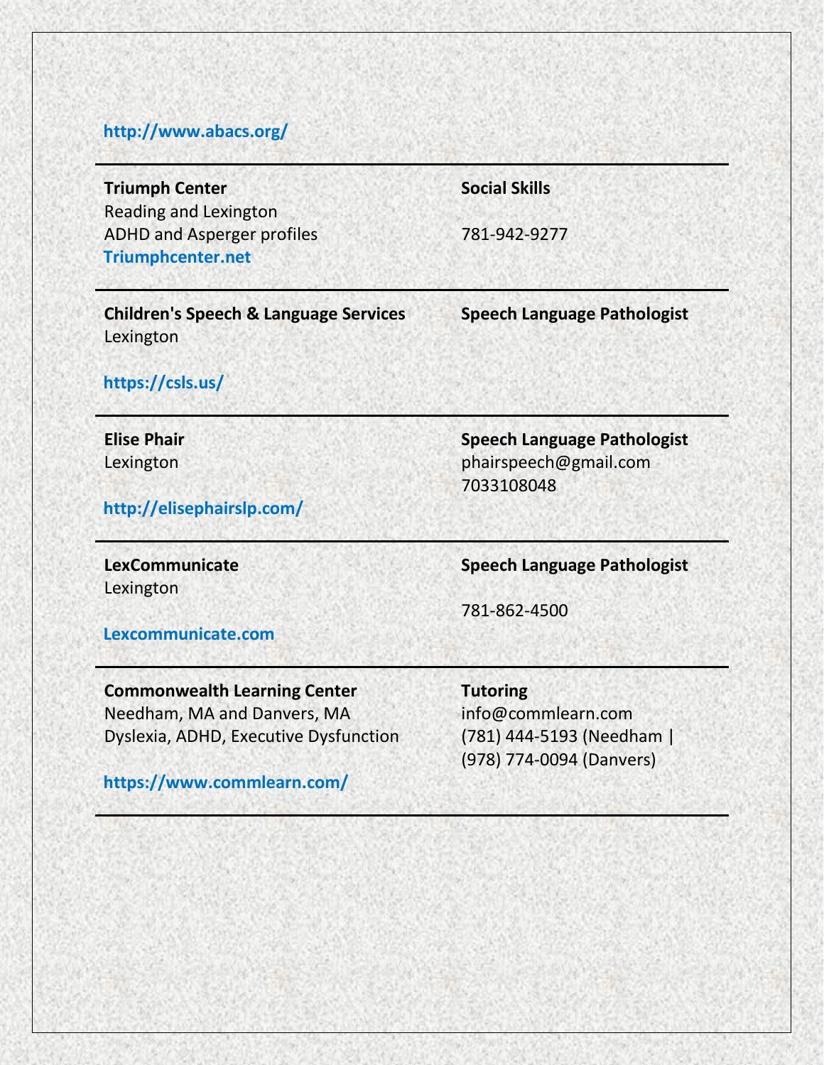http://www.abacs.org/

---

**Triumph Center**
Reading and Lexington
ADHD and Asperger profiles
**Triumphcenter.net**

**Social Skills**

781-942-9277

---

**Children's Speech & Language Services**
Lexington

**https://csls.us/**

**Speech Language Pathologist**

---

**Elise Phair**
Lexington

**http://elisephairslp.com/**

**Speech Language Pathologist**
phairspeech@gmail.com
7033108048

---

**LexCommunicate**
Lexington

**Lexcommunicate.com**

**Speech Language Pathologist**

781-862-4500

---

**Commonwealth Learning Center**
Needham, MA and Danvers, MA
Dyslexia, ADHD, Executive Dysfunction

**https://www.commlearn.com/**

**Tutoring**
info@commlearn.com
(781) 444-5193 (Needham |
(978) 774-0094 (Danvers)

---